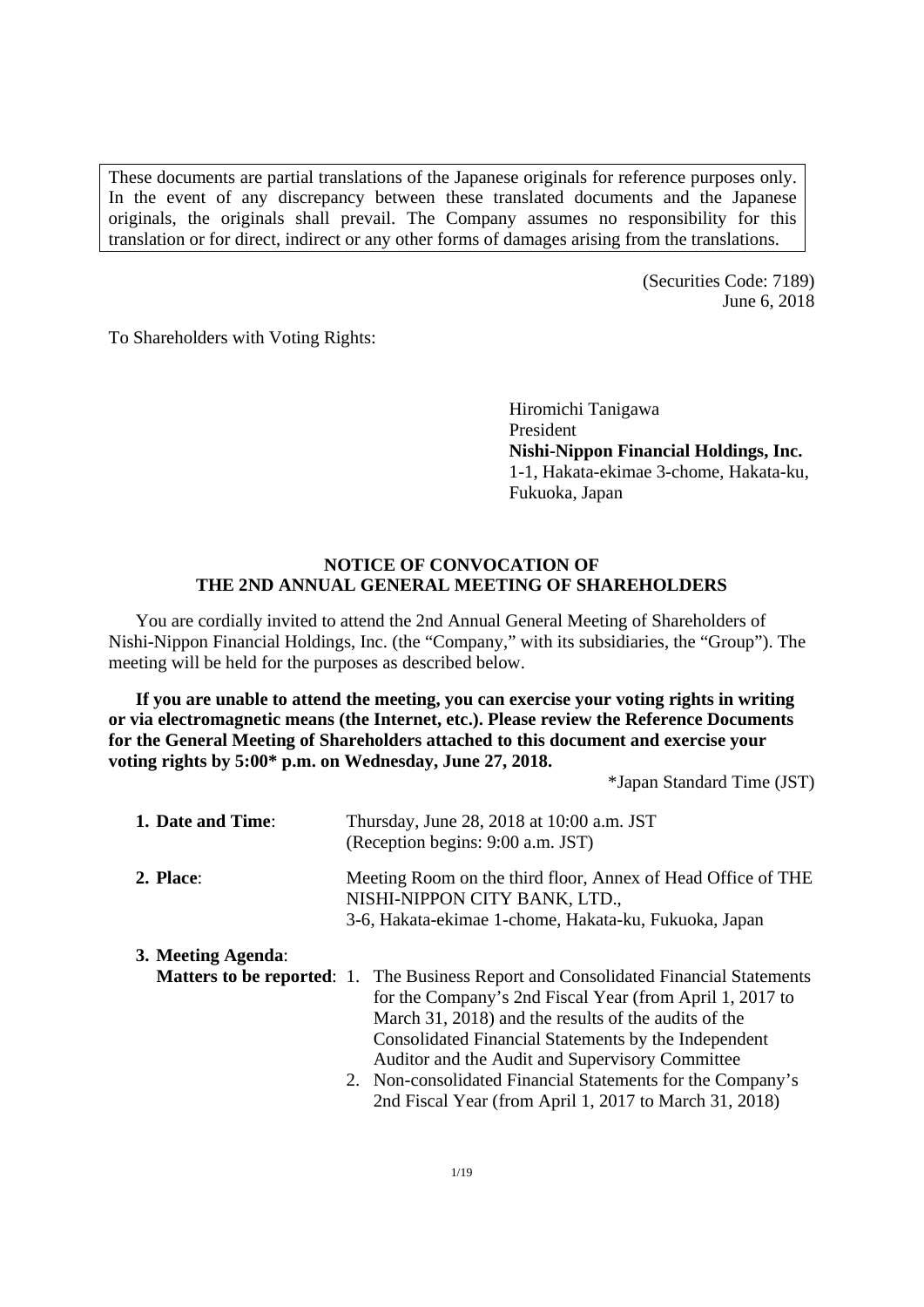These documents are partial translations of the Japanese originals for reference purposes only. In the event of any discrepancy between these translated documents and the Japanese originals, the originals shall prevail. The Company assumes no responsibility for this translation or for direct, indirect or any other forms of damages arising from the translations.

(Securities Code: 7189)
June 6, 2018

To Shareholders with Voting Rights:

Hiromichi Tanigawa
President
**Nishi-Nippon Financial Holdings, Inc.**
1-1, Hakata-ekimae 3-chome, Hakata-ku,
Fukuoka, Japan

# NOTICE OF CONVOCATION OF THE 2ND ANNUAL GENERAL MEETING OF SHAREHOLDERS

You are cordially invited to attend the 2nd Annual General Meeting of Shareholders of Nishi-Nippon Financial Holdings, Inc. (the "Company," with its subsidiaries, the "Group"). The meeting will be held for the purposes as described below.

**If you are unable to attend the meeting, you can exercise your voting rights in writing or via electromagnetic means (the Internet, etc.). Please review the Reference Documents for the General Meeting of Shareholders attached to this document and exercise your voting rights by 5:00* p.m. on Wednesday, June 27, 2018.**

*Japan Standard Time (JST)

**1. Date and Time**: Thursday, June 28, 2018 at 10:00 a.m. JST
(Reception begins: 9:00 a.m. JST)

**2. Place**: Meeting Room on the third floor, Annex of Head Office of THE NISHI-NIPPON CITY BANK, LTD.,
3-6, Hakata-ekimae 1-chome, Hakata-ku, Fukuoka, Japan

**3. Meeting Agenda**:

**Matters to be reported**:

1. The Business Report and Consolidated Financial Statements for the Company's 2nd Fiscal Year (from April 1, 2017 to March 31, 2018) and the results of the audits of the Consolidated Financial Statements by the Independent Auditor and the Audit and Supervisory Committee
2. Non-consolidated Financial Statements for the Company's 2nd Fiscal Year (from April 1, 2017 to March 31, 2018)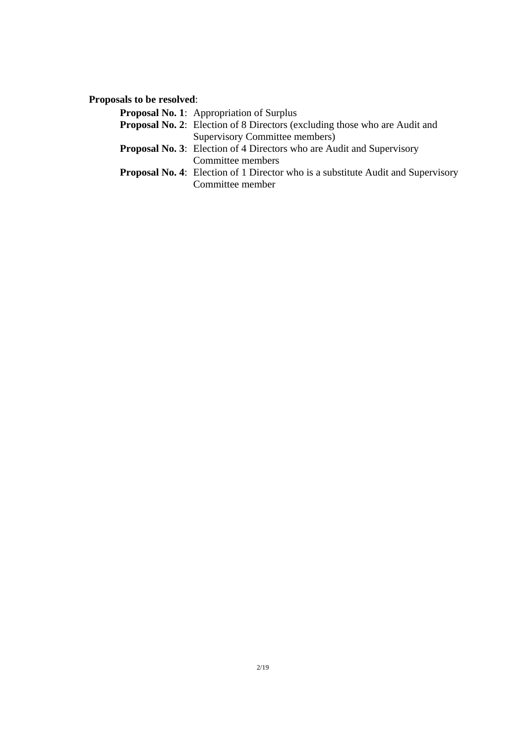**Proposals to be resolved**:

- **Proposal No. 1**: Appropriation of Surplus
- **Proposal No. 2**: Election of 8 Directors (excluding those who are Audit and Supervisory Committee members)
- **Proposal No. 3**: Election of 4 Directors who are Audit and Supervisory Committee members
- **Proposal No. 4**: Election of 1 Director who is a substitute Audit and Supervisory Committee member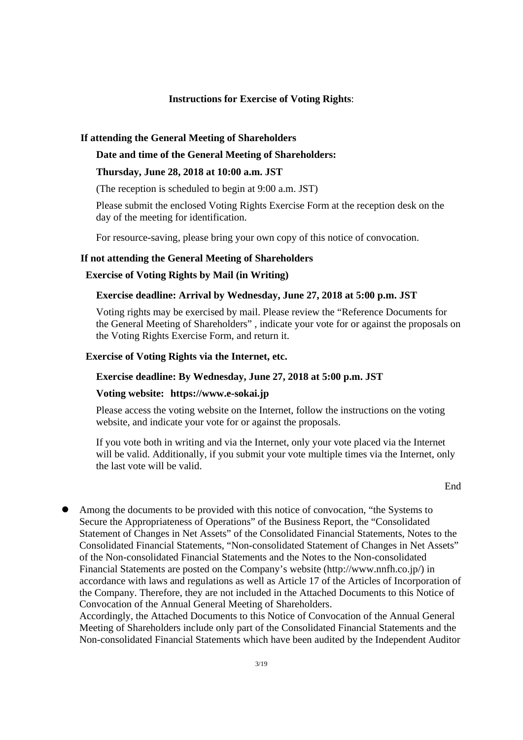## Instructions for Exercise of Voting Rights:

### If attending the General Meeting of Shareholders

**Date and time of the General Meeting of Shareholders:**

**Thursday, June 28, 2018 at 10:00 a.m. JST**

(The reception is scheduled to begin at 9:00 a.m. JST)

Please submit the enclosed Voting Rights Exercise Form at the reception desk on the day of the meeting for identification.

For resource-saving, please bring your own copy of this notice of convocation.

### If not attending the General Meeting of Shareholders

#### Exercise of Voting Rights by Mail (in Writing)

**Exercise deadline: Arrival by Wednesday, June 27, 2018 at 5:00 p.m. JST**

Voting rights may be exercised by mail. Please review the "Reference Documents for the General Meeting of Shareholders" , indicate your vote for or against the proposals on the Voting Rights Exercise Form, and return it.

#### Exercise of Voting Rights via the Internet, etc.

**Exercise deadline: By Wednesday, June 27, 2018 at 5:00 p.m. JST**

**Voting website: https://www.e-sokai.jp**

Please access the voting website on the Internet, follow the instructions on the voting website, and indicate your vote for or against the proposals.

If you vote both in writing and via the Internet, only your vote placed via the Internet will be valid. Additionally, if you submit your vote multiple times via the Internet, only the last vote will be valid.

End

- Among the documents to be provided with this notice of convocation, "the Systems to Secure the Appropriateness of Operations" of the Business Report, the "Consolidated Statement of Changes in Net Assets" of the Consolidated Financial Statements, Notes to the Consolidated Financial Statements, "Non-consolidated Statement of Changes in Net Assets" of the Non-consolidated Financial Statements and the Notes to the Non-consolidated Financial Statements are posted on the Company's website (http://www.nnfh.co.jp/) in accordance with laws and regulations as well as Article 17 of the Articles of Incorporation of the Company. Therefore, they are not included in the Attached Documents to this Notice of Convocation of the Annual General Meeting of Shareholders.
  Accordingly, the Attached Documents to this Notice of Convocation of the Annual General Meeting of Shareholders include only part of the Consolidated Financial Statements and the Non-consolidated Financial Statements which have been audited by the Independent Auditor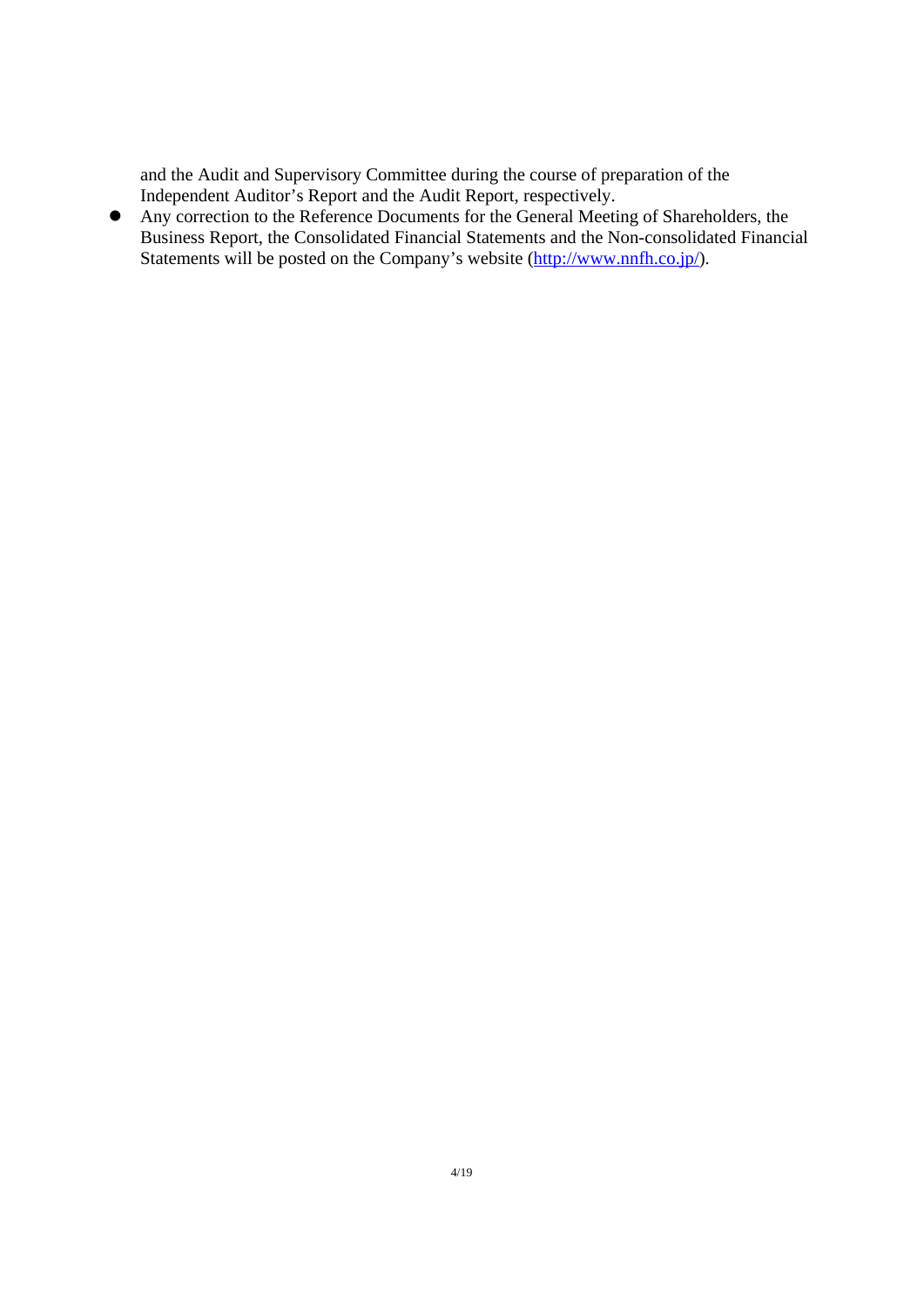and the Audit and Supervisory Committee during the course of preparation of the Independent Auditor's Report and the Audit Report, respectively.

- Any correction to the Reference Documents for the General Meeting of Shareholders, the Business Report, the Consolidated Financial Statements and the Non-consolidated Financial Statements will be posted on the Company's website (http://www.nnfh.co.jp/).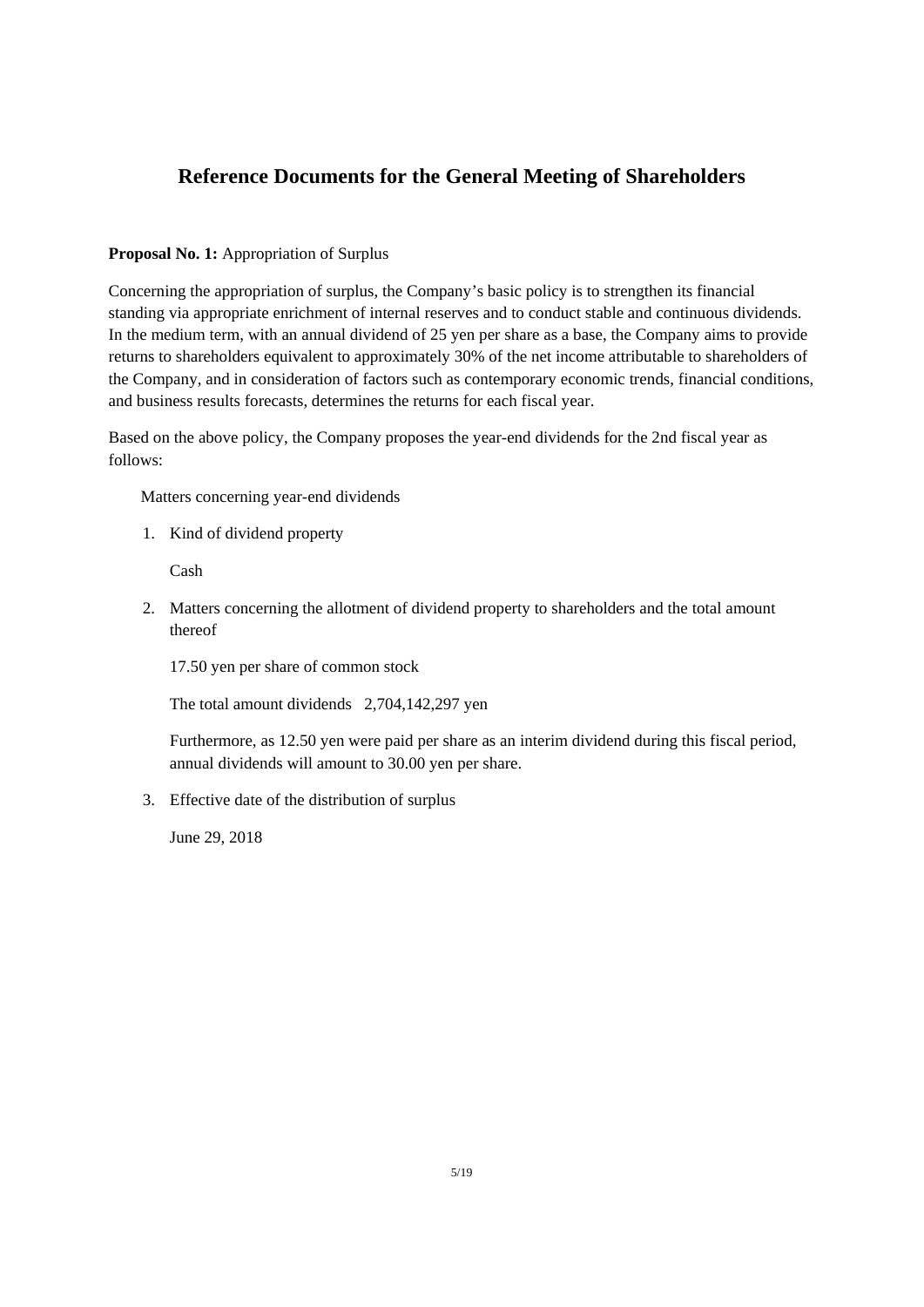# Reference Documents for the General Meeting of Shareholders

**Proposal No. 1:** Appropriation of Surplus

Concerning the appropriation of surplus, the Company's basic policy is to strengthen its financial standing via appropriate enrichment of internal reserves and to conduct stable and continuous dividends. In the medium term, with an annual dividend of 25 yen per share as a base, the Company aims to provide returns to shareholders equivalent to approximately 30% of the net income attributable to shareholders of the Company, and in consideration of factors such as contemporary economic trends, financial conditions, and business results forecasts, determines the returns for each fiscal year.

Based on the above policy, the Company proposes the year-end dividends for the 2nd fiscal year as follows:

Matters concerning year-end dividends

1. Kind of dividend property

   Cash

2. Matters concerning the allotment of dividend property to shareholders and the total amount thereof

   17.50 yen per share of common stock

   The total amount dividends   2,704,142,297 yen

   Furthermore, as 12.50 yen were paid per share as an interim dividend during this fiscal period, annual dividends will amount to 30.00 yen per share.

3. Effective date of the distribution of surplus

   June 29, 2018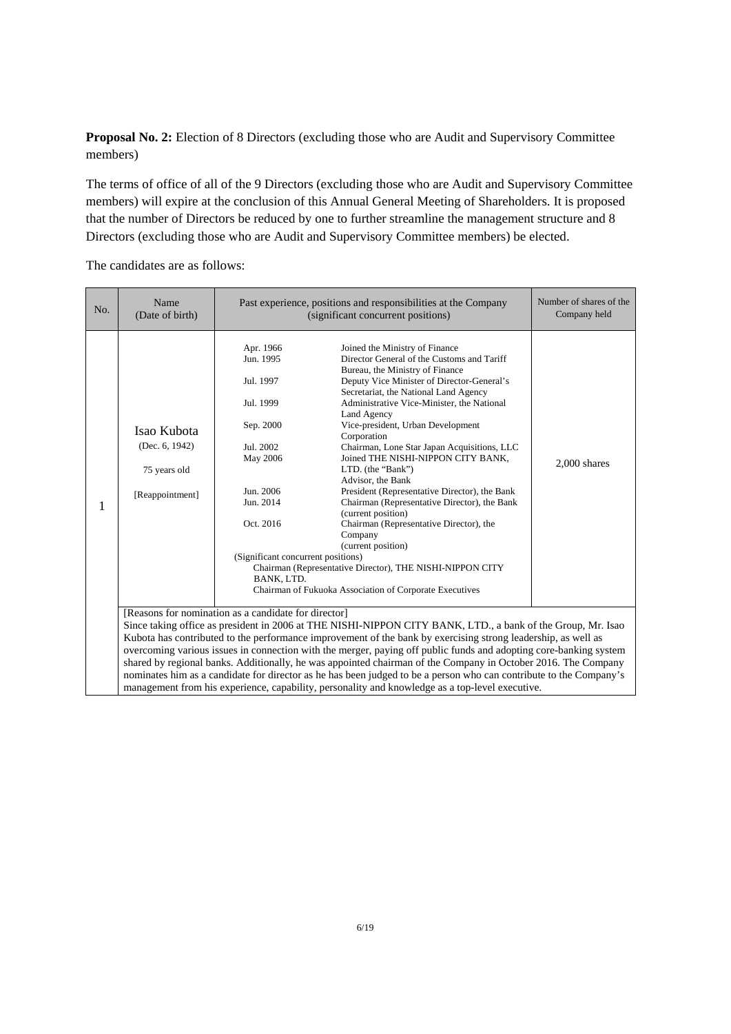**Proposal No. 2:** Election of 8 Directors (excluding those who are Audit and Supervisory Committee members)

The terms of office of all of the 9 Directors (excluding those who are Audit and Supervisory Committee members) will expire at the conclusion of this Annual General Meeting of Shareholders. It is proposed that the number of Directors be reduced by one to further streamline the management structure and 8 Directors (excluding those who are Audit and Supervisory Committee members) be elected.

The candidates are as follows:

| No. | Name (Date of birth) | Past experience, positions and responsibilities at the Company (significant concurrent positions) | Number of shares of the Company held |
|---|---|---|---|
| 1 | Isao Kubota (Dec. 6, 1942) 75 years old [Reappointment] | Apr. 1966 Joined the Ministry of Finance<br>Jun. 1995 Director General of the Customs and Tariff Bureau, the Ministry of Finance<br>Jul. 1997 Deputy Vice Minister of Director-General's Secretariat, the National Land Agency<br>Jul. 1999 Administrative Vice-Minister, the National Land Agency<br>Sep. 2000 Vice-president, Urban Development Corporation<br>Jul. 2002 Chairman, Lone Star Japan Acquisitions, LLC<br>May 2006 Joined THE NISHI-NIPPON CITY BANK, LTD. (the "Bank") Advisor, the Bank<br>Jun. 2006 President (Representative Director), the Bank<br>Jun. 2014 Chairman (Representative Director), the Bank (current position)<br>Oct. 2016 Chairman (Representative Director), the Company (current position)<br>(Significant concurrent positions)<br>Chairman (Representative Director), THE NISHI-NIPPON CITY BANK, LTD.<br>Chairman of Fukuoka Association of Corporate Executives | 2,000 shares |
| | [Reasons for nomination as a candidate for director]<br>Since taking office as president in 2006 at THE NISHI-NIPPON CITY BANK, LTD., a bank of the Group, Mr. Isao Kubota has contributed to the performance improvement of the bank by exercising strong leadership, as well as overcoming various issues in connection with the merger, paying off public funds and adopting core-banking system shared by regional banks. Additionally, he was appointed chairman of the Company in October 2016. The Company nominates him as a candidate for director as he has been judged to be a person who can contribute to the Company's management from his experience, capability, personality and knowledge as a top-level executive. | | |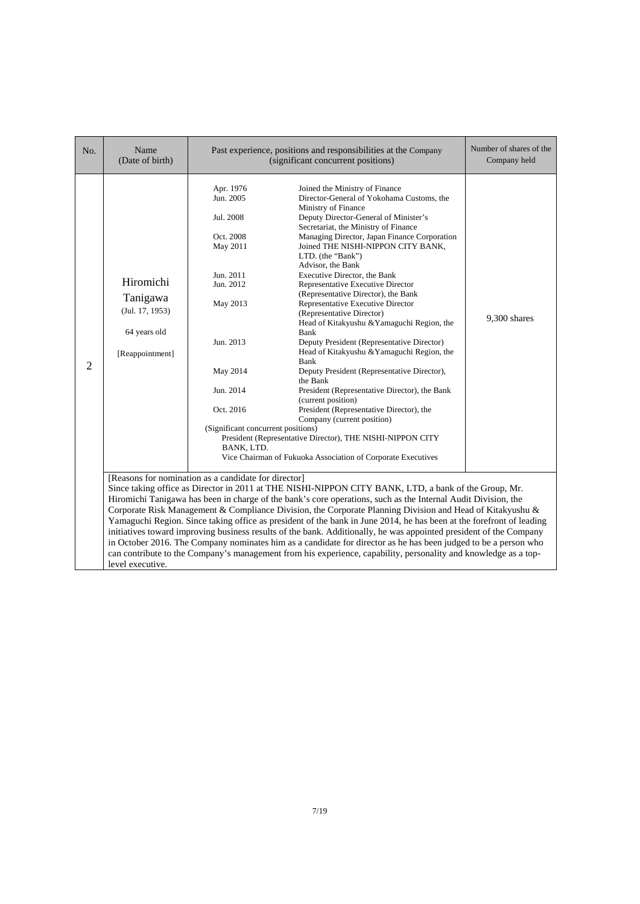| No. | Name (Date of birth) | Past experience, positions and responsibilities at the Company (significant concurrent positions) | Number of shares of the Company held |
|---|---|---|---|
| 2 | Hiromichi Tanigawa<br>(Jul. 17, 1953)<br><br>64 years old<br><br>[Reappointment] | Apr. 1976 Joined the Ministry of Finance<br>Jun. 2005 Director-General of Yokohama Customs, the Ministry of Finance<br>Jul. 2008 Deputy Director-General of Minister's Secretariat, the Ministry of Finance<br>Oct. 2008 Managing Director, Japan Finance Corporation<br>May 2011 Joined THE NISHI-NIPPON CITY BANK, LTD. (the "Bank")<br>Advisor, the Bank<br>Jun. 2011 Executive Director, the Bank<br>Jun. 2012 Representative Executive Director (Representative Director), the Bank<br>May 2013 Representative Executive Director (Representative Director)<br>Head of Kitakyushu &Yamaguchi Region, the Bank<br>Jun. 2013 Deputy President (Representative Director)<br>Head of Kitakyushu &Yamaguchi Region, the Bank<br>May 2014 Deputy President (Representative Director), the Bank<br>Jun. 2014 President (Representative Director), the Bank (current position)<br>Oct. 2016 President (Representative Director), the Company (current position)<br>(Significant concurrent positions)<br>President (Representative Director), THE NISHI-NIPPON CITY BANK, LTD.<br>Vice Chairman of Fukuoka Association of Corporate Executives | 9,300 shares |
| | [Reasons for nomination as a candidate for director]<br>Since taking office as Director in 2011 at THE NISHI-NIPPON CITY BANK, LTD, a bank of the Group, Mr. Hiromichi Tanigawa has been in charge of the bank's core operations, such as the Internal Audit Division, the Corporate Risk Management & Compliance Division, the Corporate Planning Division and Head of Kitakyushu & Yamaguchi Region. Since taking office as president of the bank in June 2014, he has been at the forefront of leading initiatives toward improving business results of the bank. Additionally, he was appointed president of the Company in October 2016. The Company nominates him as a candidate for director as he has been judged to be a person who can contribute to the Company's management from his experience, capability, personality and knowledge as a top-level executive. | | |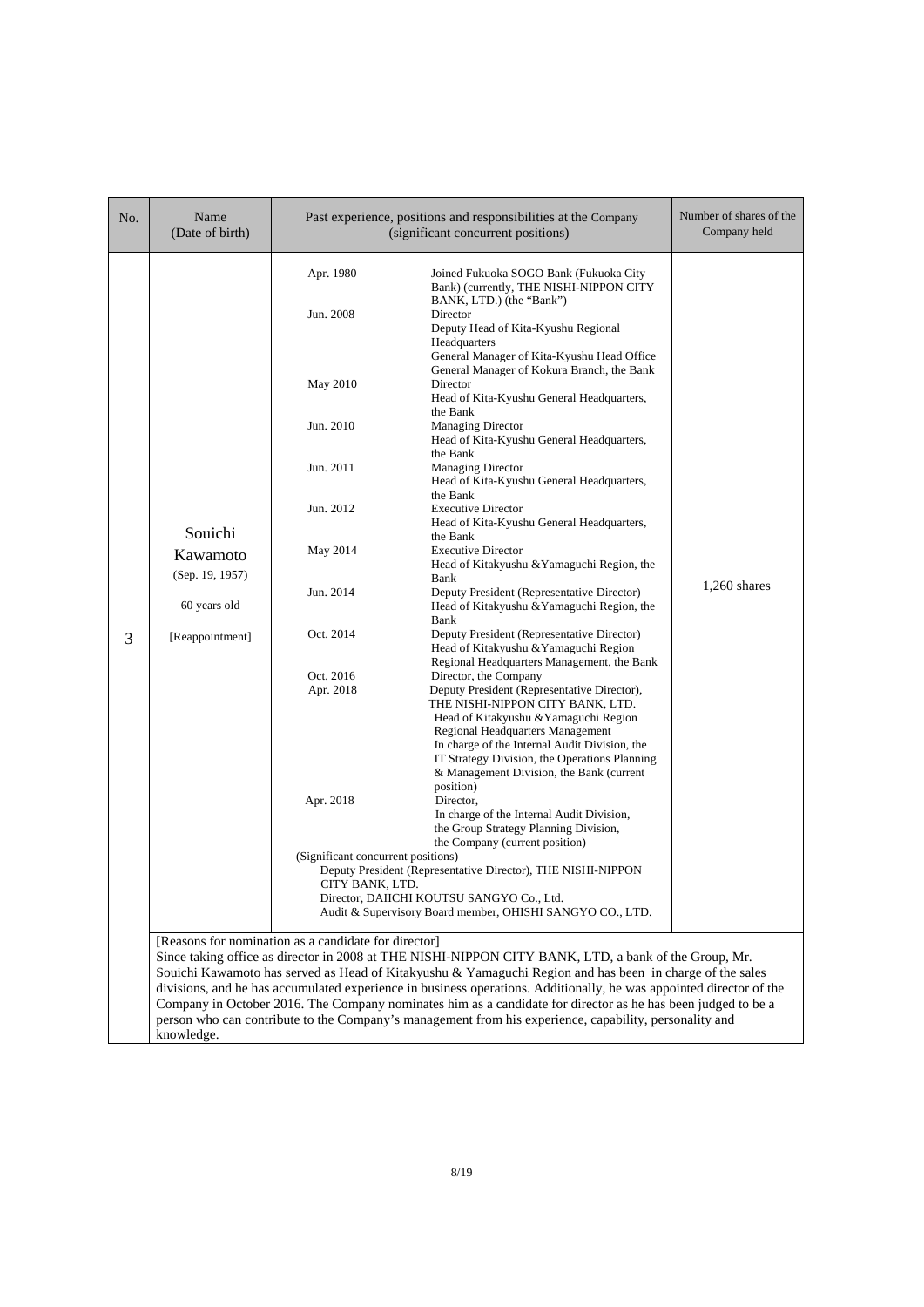| No. | Name (Date of birth) | Past experience, positions and responsibilities at the Company (significant concurrent positions) | | Number of shares of the Company held |
|---|---|---|---|---|
| 3 | Souichi Kawamoto (Sep. 19, 1957) 60 years old [Reappointment] | Apr. 1980 | Joined Fukuoka SOGO Bank (Fukuoka City Bank) (currently, THE NISHI-NIPPON CITY BANK, LTD.) (the "Bank") | 1,260 shares |
| | | Jun. 2008 | Director<br>Deputy Head of Kita-Kyushu Regional Headquarters<br>General Manager of Kita-Kyushu Head Office<br>General Manager of Kokura Branch, the Bank | |
| | | May 2010 | Director<br>Head of Kita-Kyushu General Headquarters, the Bank | |
| | | Jun. 2010 | Managing Director<br>Head of Kita-Kyushu General Headquarters, the Bank | |
| | | Jun. 2011 | Managing Director<br>Head of Kita-Kyushu General Headquarters, the Bank | |
| | | Jun. 2012 | Executive Director<br>Head of Kita-Kyushu General Headquarters, the Bank | |
| | | May 2014 | Executive Director<br>Head of Kitakyushu &Yamaguchi Region, the Bank | |
| | | Jun. 2014 | Deputy President (Representative Director)<br>Head of Kitakyushu &Yamaguchi Region, the Bank | |
| | | Oct. 2014 | Deputy President (Representative Director)<br>Head of Kitakyushu &Yamaguchi Region Regional Headquarters Management, the Bank | |
| | | Oct. 2016 | Director, the Company | |
| | | Apr. 2018 | Deputy President (Representative Director), THE NISHI-NIPPON CITY BANK, LTD.<br>Head of Kitakyushu &Yamaguchi Region Regional Headquarters Management<br>In charge of the Internal Audit Division, the IT Strategy Division, the Operations Planning & Management Division, the Bank (current position) | |
| | | Apr. 2018 | Director,<br>In charge of the Internal Audit Division, the Group Strategy Planning Division, the Company (current position) | |
| | | (Significant concurrent positions)<br>Deputy President (Representative Director), THE NISHI-NIPPON CITY BANK, LTD.<br>Director, DAIICHI KOUTSU SANGYO Co., Ltd.<br>Audit & Supervisory Board member, OHISHI SANGYO CO., LTD. | | |

[Reasons for nomination as a candidate for director]
Since taking office as director in 2008 at THE NISHI-NIPPON CITY BANK, LTD, a bank of the Group, Mr. Souichi Kawamoto has served as Head of Kitakyushu & Yamaguchi Region and has been in charge of the sales divisions, and he has accumulated experience in business operations. Additionally, he was appointed director of the Company in October 2016. The Company nominates him as a candidate for director as he has been judged to be a person who can contribute to the Company's management from his experience, capability, personality and knowledge.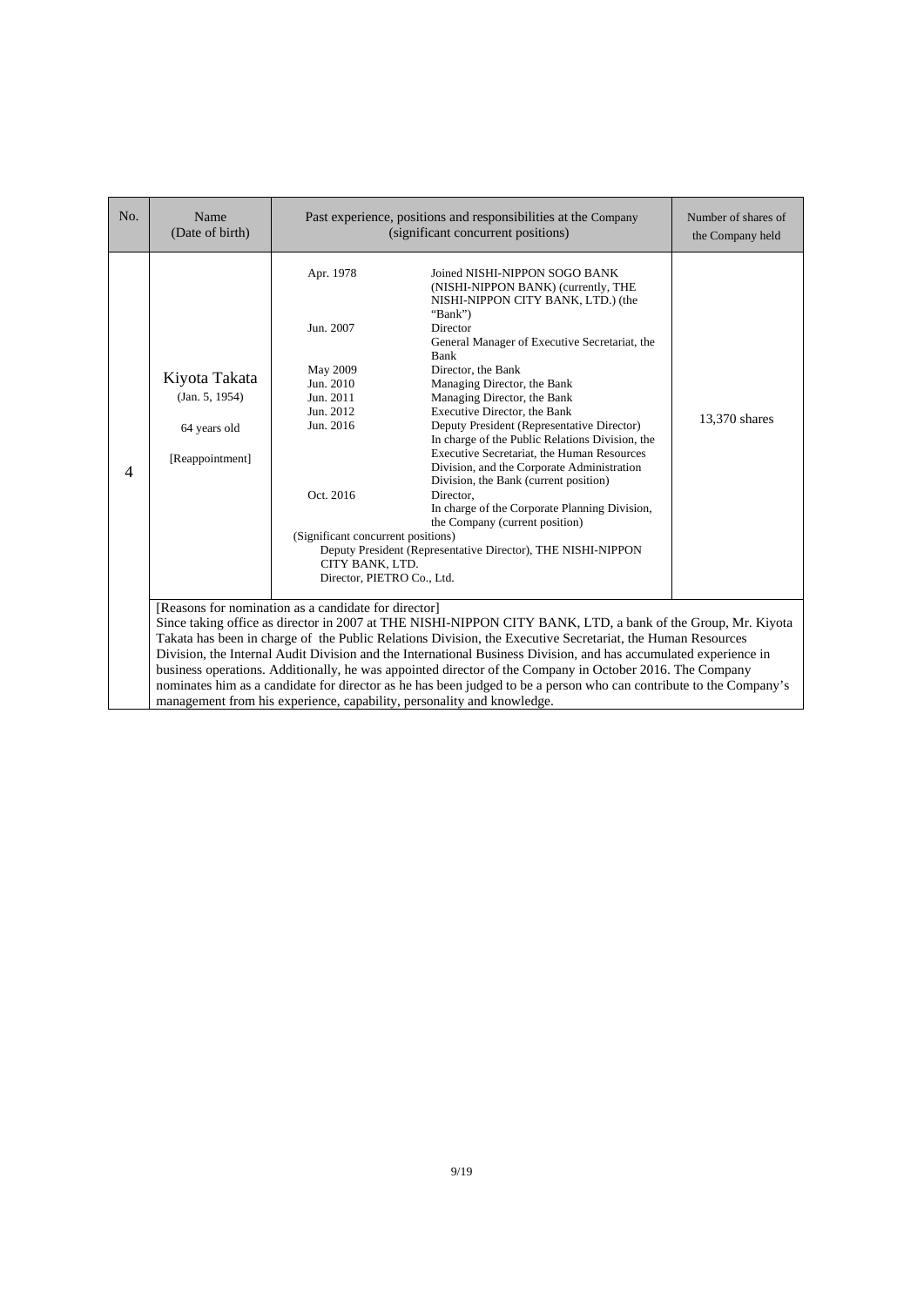| No. | Name (Date of birth) | Past experience, positions and responsibilities at the Company (significant concurrent positions) | | Number of shares of the Company held |
|---|---|---|---|---|
| 4 | Kiyota Takata (Jan. 5, 1954) 64 years old [Reappointment] | Apr. 1978 | Joined NISHI-NIPPON SOGO BANK (NISHI-NIPPON BANK) (currently, THE NISHI-NIPPON CITY BANK, LTD.) (the "Bank") | 13,370 shares |
| | | Jun. 2007 | Director<br>General Manager of Executive Secretariat, the Bank | |
| | | May 2009 | Director, the Bank | |
| | | Jun. 2010 | Managing Director, the Bank | |
| | | Jun. 2011 | Managing Director, the Bank | |
| | | Jun. 2012 | Executive Director, the Bank | |
| | | Jun. 2016 | Deputy President (Representative Director)<br>In charge of the Public Relations Division, the Executive Secretariat, the Human Resources Division, and the Corporate Administration Division, the Bank (current position) | |
| | | Oct. 2016 | Director,<br>In charge of the Corporate Planning Division, the Company (current position) | |
| | | (Significant concurrent positions)<br>Deputy President (Representative Director), THE NISHI-NIPPON CITY BANK, LTD.<br>Director, PIETRO Co., Ltd. | | |

[Reasons for nomination as a candidate for director]
Since taking office as director in 2007 at THE NISHI-NIPPON CITY BANK, LTD, a bank of the Group, Mr. Kiyota Takata has been in charge of the Public Relations Division, the Executive Secretariat, the Human Resources Division, the Internal Audit Division and the International Business Division, and has accumulated experience in business operations. Additionally, he was appointed director of the Company in October 2016. The Company nominates him as a candidate for director as he has been judged to be a person who can contribute to the Company's management from his experience, capability, personality and knowledge.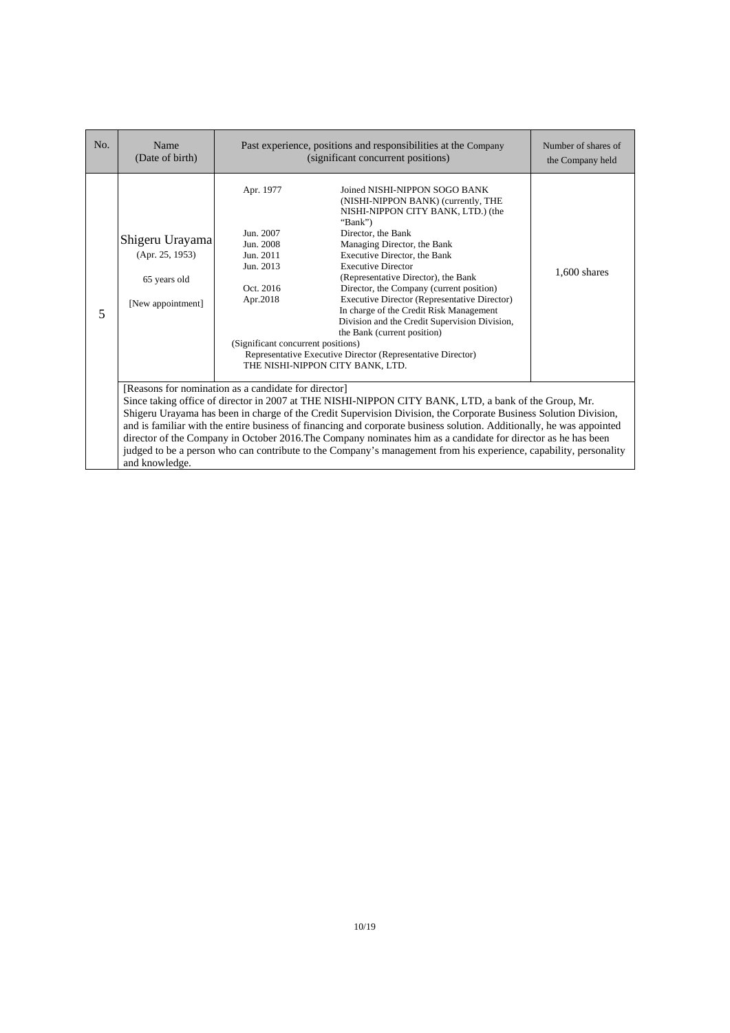| No. | Name (Date of birth) | Past experience, positions and responsibilities at the Company (significant concurrent positions) | Number of shares of the Company held |
|---|---|---|---|
| 5 | Shigeru Urayama (Apr. 25, 1953) 65 years old [New appointment] | Apr. 1977 Joined NISHI-NIPPON SOGO BANK (NISHI-NIPPON BANK) (currently, THE NISHI-NIPPON CITY BANK, LTD.) (the "Bank")<br>Jun. 2007 Director, the Bank<br>Jun. 2008 Managing Director, the Bank<br>Jun. 2011 Executive Director, the Bank<br>Jun. 2013 Executive Director (Representative Director), the Bank<br>Oct. 2016 Director, the Company (current position)<br>Apr.2018 Executive Director (Representative Director) In charge of the Credit Risk Management Division and the Credit Supervision Division, the Bank (current position)<br>(Significant concurrent positions)<br>Representative Executive Director (Representative Director) THE NISHI-NIPPON CITY BANK, LTD. | 1,600 shares |
| | [Reasons for nomination as a candidate for director] Since taking office of director in 2007 at THE NISHI-NIPPON CITY BANK, LTD, a bank of the Group, Mr. Shigeru Urayama has been in charge of the Credit Supervision Division, the Corporate Business Solution Division, and is familiar with the entire business of financing and corporate business solution. Additionally, he was appointed director of the Company in October 2016.The Company nominates him as a candidate for director as he has been judged to be a person who can contribute to the Company's management from his experience, capability, personality and knowledge. | | |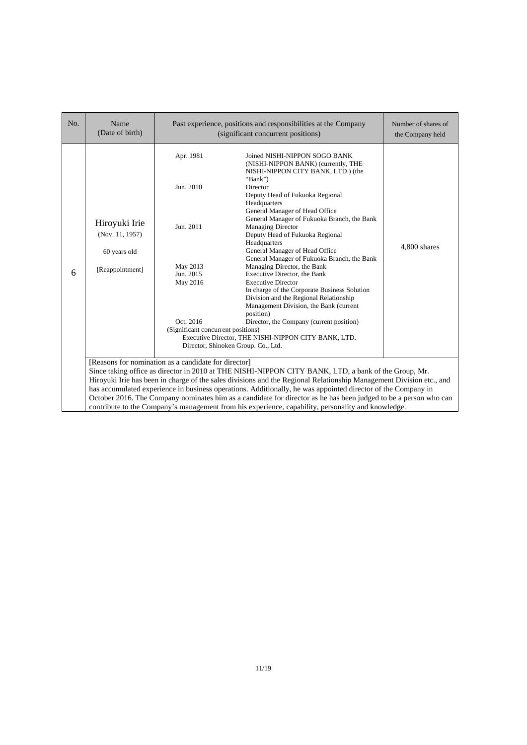| No. | Name (Date of birth) | Past experience, positions and responsibilities at the Company (significant concurrent positions) | | Number of shares of the Company held |
|---|---|---|---|---|
| 6 | Hiroyuki Irie (Nov. 11, 1957) 60 years old [Reappointment] | Apr. 1981 | Joined NISHI-NIPPON SOGO BANK (NISHI-NIPPON BANK) (currently, THE NISHI-NIPPON CITY BANK, LTD.) (the "Bank") | 4,800 shares |
| | | Jun. 2010 | Director<br>Deputy Head of Fukuoka Regional Headquarters<br>General Manager of Head Office<br>General Manager of Fukuoka Branch, the Bank | |
| | | Jun. 2011 | Managing Director<br>Deputy Head of Fukuoka Regional Headquarters<br>General Manager of Head Office<br>General Manager of Fukuoka Branch, the Bank | |
| | | May 2013 | Managing Director, the Bank | |
| | | Jun. 2015 | Executive Director, the Bank | |
| | | May 2016 | Executive Director<br>In charge of the Corporate Business Solution Division and the Regional Relationship Management Division, the Bank (current position) | |
| | | Oct. 2016 | Director, the Company (current position) | |
| | | (Significant concurrent positions)<br>Executive Director, THE NISHI-NIPPON CITY BANK, LTD.<br>Director, Shinoken Group. Co., Ltd. | | |
| | [Reasons for nomination as a candidate for director]<br>Since taking office as director in 2010 at THE NISHI-NIPPON CITY BANK, LTD, a bank of the Group, Mr. Hiroyuki Irie has been in charge of the sales divisions and the Regional Relationship Management Division etc., and has accumulated experience in business operations. Additionally, he was appointed director of the Company in October 2016. The Company nominates him as a candidate for director as he has been judged to be a person who can contribute to the Company's management from his experience, capability, personality and knowledge. | | | |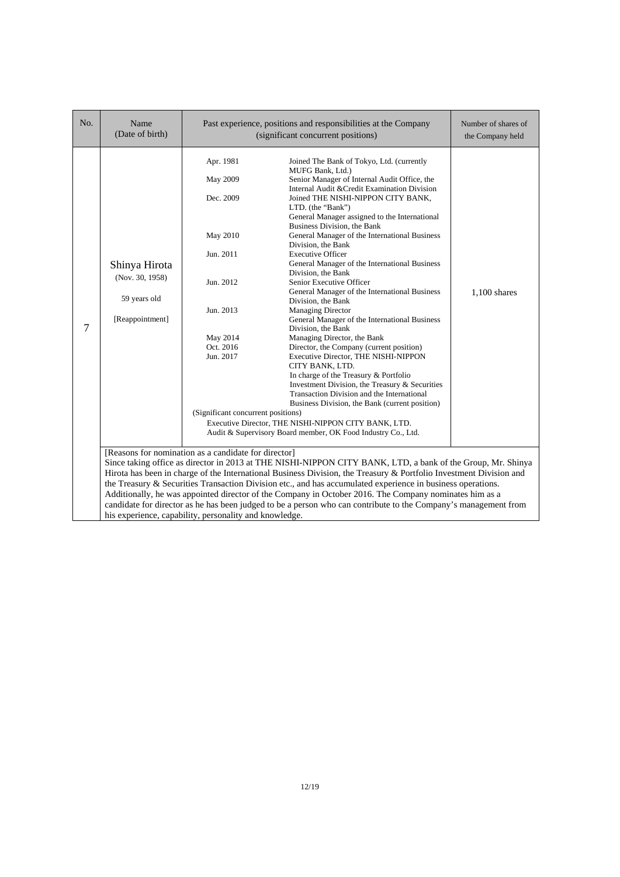| No. | Name (Date of birth) | Past experience, positions and responsibilities at the Company (significant concurrent positions) | Number of shares of the Company held |
|---|---|---|---|
| 7 | Shinya Hirota (Nov. 30, 1958) 59 years old [Reappointment] | Apr. 1981 Joined The Bank of Tokyo, Ltd. (currently MUFG Bank, Ltd.)<br>May 2009 Senior Manager of Internal Audit Office, the Internal Audit &Credit Examination Division<br>Dec. 2009 Joined THE NISHI-NIPPON CITY BANK, LTD. (the "Bank") General Manager assigned to the International Business Division, the Bank<br>May 2010 General Manager of the International Business Division, the Bank<br>Jun. 2011 Executive Officer General Manager of the International Business Division, the Bank<br>Jun. 2012 Senior Executive Officer General Manager of the International Business Division, the Bank<br>Jun. 2013 Managing Director General Manager of the International Business Division, the Bank<br>May 2014 Managing Director, the Bank<br>Oct. 2016 Director, the Company (current position)<br>Jun. 2017 Executive Director, THE NISHI-NIPPON CITY BANK, LTD. In charge of the Treasury & Portfolio Investment Division, the Treasury & Securities Transaction Division and the International Business Division, the Bank (current position)<br>(Significant concurrent positions)<br>Executive Director, THE NISHI-NIPPON CITY BANK, LTD.<br>Audit & Supervisory Board member, OK Food Industry Co., Ltd. | 1,100 shares |

[Reasons for nomination as a candidate for director]
Since taking office as director in 2013 at THE NISHI-NIPPON CITY BANK, LTD, a bank of the Group, Mr. Shinya Hirota has been in charge of the International Business Division, the Treasury & Portfolio Investment Division and the Treasury & Securities Transaction Division etc., and has accumulated experience in business operations. Additionally, he was appointed director of the Company in October 2016. The Company nominates him as a candidate for director as he has been judged to be a person who can contribute to the Company's management from his experience, capability, personality and knowledge.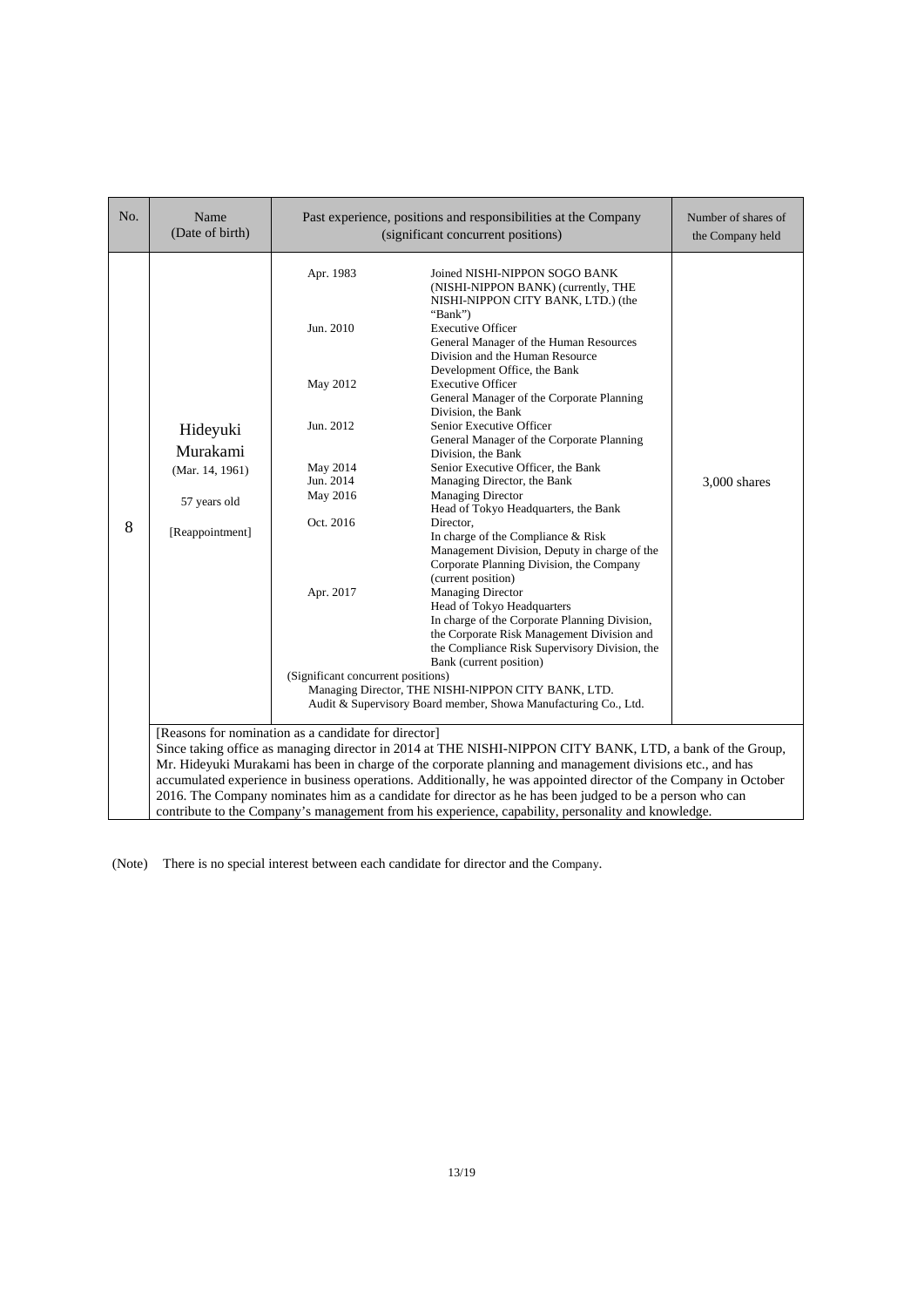| No. | Name (Date of birth) | Past experience, positions and responsibilities at the Company (significant concurrent positions) | | Number of shares of the Company held |
|---|---|---|---|---|
| 8 | Hideyuki Murakami<br>(Mar. 14, 1961)<br>57 years old<br>[Reappointment] | Apr. 1983 | Joined NISHI-NIPPON SOGO BANK (NISHI-NIPPON BANK) (currently, THE NISHI-NIPPON CITY BANK, LTD.) (the "Bank") | 3,000 shares |
| | | Jun. 2010 | Executive Officer<br>General Manager of the Human Resources Division and the Human Resource Development Office, the Bank | |
| | | May 2012 | Executive Officer<br>General Manager of the Corporate Planning Division, the Bank | |
| | | Jun. 2012 | Senior Executive Officer<br>General Manager of the Corporate Planning Division, the Bank | |
| | | May 2014 | Senior Executive Officer, the Bank | |
| | | Jun. 2014 | Managing Director, the Bank | |
| | | May 2016 | Managing Director<br>Head of Tokyo Headquarters, the Bank | |
| | | Oct. 2016 | Director,<br>In charge of the Compliance & Risk Management Division, Deputy in charge of the Corporate Planning Division, the Company (current position) | |
| | | Apr. 2017 | Managing Director<br>Head of Tokyo Headquarters<br>In charge of the Corporate Planning Division, the Corporate Risk Management Division and the Compliance Risk Supervisory Division, the Bank (current position) | |
| | | (Significant concurrent positions)<br>Managing Director, THE NISHI-NIPPON CITY BANK, LTD.<br>Audit & Supervisory Board member, Showa Manufacturing Co., Ltd. | | |
| | [Reasons for nomination as a candidate for director]<br>Since taking office as managing director in 2014 at THE NISHI-NIPPON CITY BANK, LTD, a bank of the Group, Mr. Hideyuki Murakami has been in charge of the corporate planning and management divisions etc., and has accumulated experience in business operations. Additionally, he was appointed director of the Company in October 2016. The Company nominates him as a candidate for director as he has been judged to be a person who can contribute to the Company's management from his experience, capability, personality and knowledge. | | | |

(Note) There is no special interest between each candidate for director and the Company.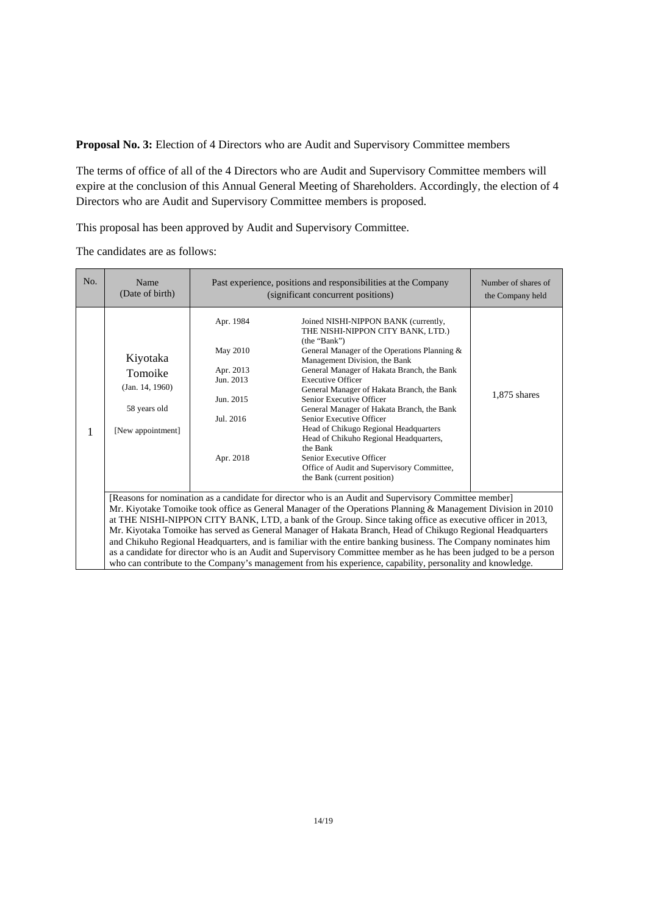**Proposal No. 3:** Election of 4 Directors who are Audit and Supervisory Committee members

The terms of office of all of the 4 Directors who are Audit and Supervisory Committee members will expire at the conclusion of this Annual General Meeting of Shareholders. Accordingly, the election of 4 Directors who are Audit and Supervisory Committee members is proposed.

This proposal has been approved by Audit and Supervisory Committee.

The candidates are as follows:

| No. | Name (Date of birth) | Past experience, positions and responsibilities at the Company (significant concurrent positions) | | Number of shares of the Company held |
|---|---|---|---|---|
| 1 | Kiyotaka Tomoike (Jan. 14, 1960) 58 years old [New appointment] | Apr. 1984 | Joined NISHI-NIPPON BANK (currently, THE NISHI-NIPPON CITY BANK, LTD.) (the "Bank") | 1,875 shares |
| | | May 2010 | General Manager of the Operations Planning & Management Division, the Bank | |
| | | Apr. 2013 | General Manager of Hakata Branch, the Bank | |
| | | Jun. 2013 | Executive Officer General Manager of Hakata Branch, the Bank | |
| | | Jun. 2015 | Senior Executive Officer General Manager of Hakata Branch, the Bank | |
| | | Jul. 2016 | Senior Executive Officer Head of Chikugo Regional Headquarters Head of Chikuho Regional Headquarters, the Bank | |
| | | Apr. 2018 | Senior Executive Officer Office of Audit and Supervisory Committee, the Bank (current position) | |
| | [Reasons for nomination as a candidate for director who is an Audit and Supervisory Committee member] Mr. Kiyotake Tomoike took office as General Manager of the Operations Planning & Management Division in 2010 at THE NISHI-NIPPON CITY BANK, LTD, a bank of the Group. Since taking office as executive officer in 2013, Mr. Kiyotaka Tomoike has served as General Manager of Hakata Branch, Head of Chikugo Regional Headquarters and Chikuho Regional Headquarters, and is familiar with the entire banking business. The Company nominates him as a candidate for director who is an Audit and Supervisory Committee member as he has been judged to be a person who can contribute to the Company's management from his experience, capability, personality and knowledge. | | | |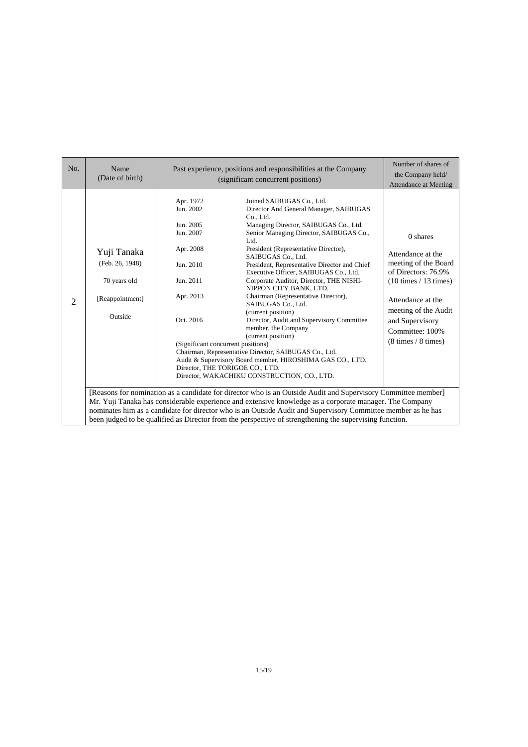| No. | Name (Date of birth) | Past experience, positions and responsibilities at the Company (significant concurrent positions) | Number of shares of the Company held/ Attendance at Meeting |
|---|---|---|---|
| 2 | Yuji Tanaka (Feb. 26, 1948) 70 years old [Reappointment] Outside | Apr. 1972 Joined SAIBUGAS Co., Ltd.<br>Jun. 2002 Director And General Manager, SAIBUGAS Co., Ltd.<br>Jun. 2005 Managing Director, SAIBUGAS Co., Ltd.<br>Jun. 2007 Senior Managing Director, SAIBUGAS Co., Ltd.<br>Apr. 2008 President (Representative Director), SAIBUGAS Co., Ltd.<br>Jun. 2010 President, Representative Director and Chief Executive Officer, SAIBUGAS Co., Ltd.<br>Jun. 2011 Corporate Auditor, Director, THE NISHI-NIPPON CITY BANK, LTD.<br>Apr. 2013 Chairman (Representative Director), SAIBUGAS Co., Ltd. (current position)<br>Oct. 2016 Director, Audit and Supervisory Committee member, the Company (current position)<br>(Significant concurrent positions)<br>Chairman, Representative Director, SAIBUGAS Co., Ltd.<br>Audit & Supervisory Board member, HIROSHIMA GAS CO., LTD.<br>Director, THE TORIGOE CO., LTD.<br>Director, WAKACHIKU CONSTRUCTION, CO., LTD. | 0 shares<br>Attendance at the meeting of the Board of Directors: 76.9% (10 times / 13 times)<br>Attendance at the meeting of the Audit and Supervisory Committee: 100% (8 times / 8 times) |
| | [Reasons for nomination as a candidate for director who is an Outside Audit and Supervisory Committee member]<br>Mr. Yuji Tanaka has considerable experience and extensive knowledge as a corporate manager. The Company nominates him as a candidate for director who is an Outside Audit and Supervisory Committee member as he has been judged to be qualified as Director from the perspective of strengthening the supervising function. | | |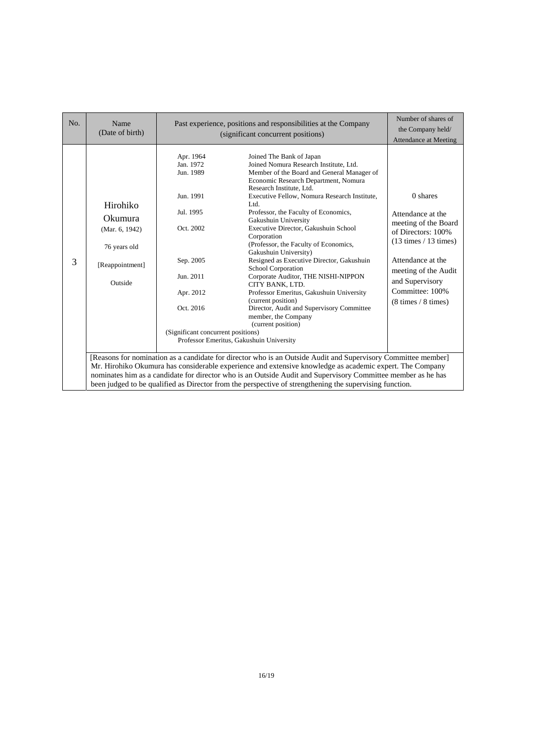| No. | Name (Date of birth) | Past experience, positions and responsibilities at the Company (significant concurrent positions) | Number of shares of the Company held/ Attendance at Meeting |
|---|---|---|---|
| 3 | Hirohiko Okumura (Mar. 6, 1942) 76 years old [Reappointment] Outside | Apr. 1964 Joined The Bank of Japan<br>Jan. 1972 Joined Nomura Research Institute, Ltd.<br>Jun. 1989 Member of the Board and General Manager of Economic Research Department, Nomura Research Institute, Ltd.<br>Jun. 1991 Executive Fellow, Nomura Research Institute, Ltd.<br>Jul. 1995 Professor, the Faculty of Economics, Gakushuin University<br>Oct. 2002 Executive Director, Gakushuin School Corporation (Professor, the Faculty of Economics, Gakushuin University)<br>Sep. 2005 Resigned as Executive Director, Gakushuin School Corporation<br>Jun. 2011 Corporate Auditor, THE NISHI-NIPPON CITY BANK, LTD.<br>Apr. 2012 Professor Emeritus, Gakushuin University (current position)<br>Oct. 2016 Director, Audit and Supervisory Committee member, the Company (current position)<br>(Significant concurrent positions)<br>Professor Emeritus, Gakushuin University | 0 shares<br><br>Attendance at the meeting of the Board of Directors: 100% (13 times / 13 times)<br><br>Attendance at the meeting of the Audit and Supervisory Committee: 100% (8 times / 8 times) |
| | [Reasons for nomination as a candidate for director who is an Outside Audit and Supervisory Committee member] Mr. Hirohiko Okumura has considerable experience and extensive knowledge as academic expert. The Company nominates him as a candidate for director who is an Outside Audit and Supervisory Committee member as he has been judged to be qualified as Director from the perspective of strengthening the supervising function. | | |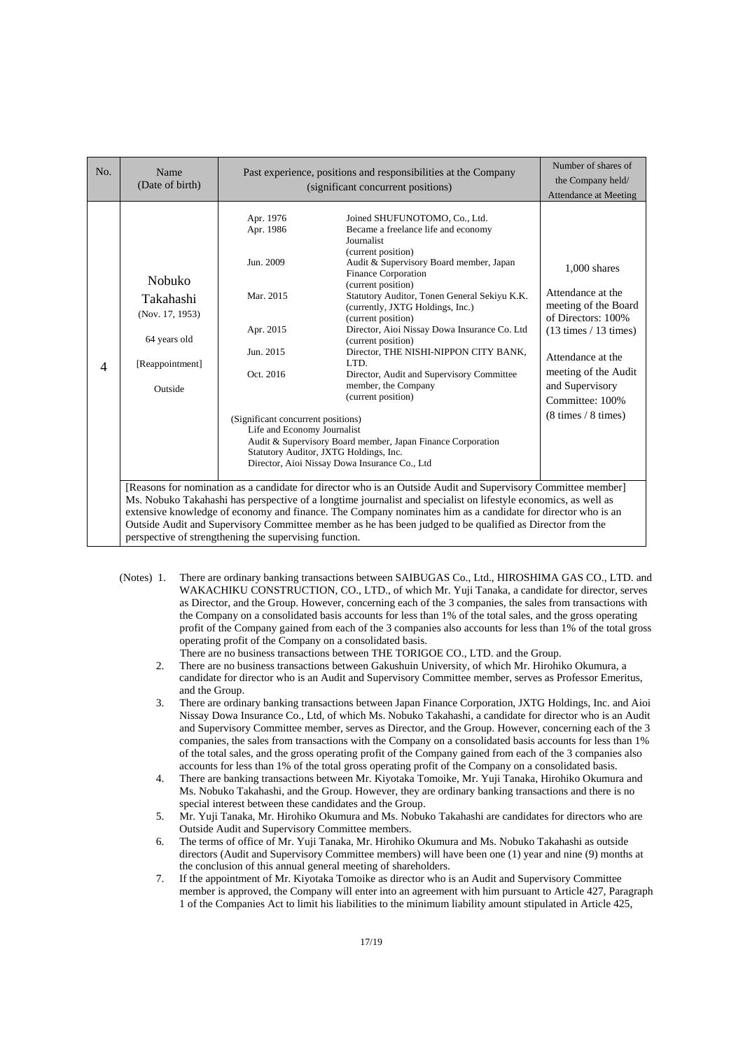| No. | Name (Date of birth) | Past experience, positions and responsibilities at the Company (significant concurrent positions) | Number of shares of the Company held/ Attendance at Meeting |
|---|---|---|---|
| 4 | Nobuko Takahashi (Nov. 17, 1953) 64 years old [Reappointment] Outside | Apr. 1976 Joined SHUFUNOTOMO, Co., Ltd.<br>Apr. 1986 Became a freelance life and economy Journalist (current position)<br>Jun. 2009 Audit & Supervisory Board member, Japan Finance Corporation (current position)<br>Mar. 2015 Statutory Auditor, Tonen General Sekiyu K.K. (currently, JXTG Holdings, Inc.) (current position)<br>Apr. 2015 Director, Aioi Nissay Dowa Insurance Co. Ltd (current position)<br>Jun. 2015 Director, THE NISHI-NIPPON CITY BANK, LTD.<br>Oct. 2016 Director, Audit and Supervisory Committee member, the Company (current position)<br><br>(Significant concurrent positions)<br>Life and Economy Journalist<br>Audit & Supervisory Board member, Japan Finance Corporation<br>Statutory Auditor, JXTG Holdings, Inc.<br>Director, Aioi Nissay Dowa Insurance Co., Ltd | 1,000 shares<br><br>Attendance at the meeting of the Board of Directors: 100% (13 times / 13 times)<br><br>Attendance at the meeting of the Audit and Supervisory Committee: 100% (8 times / 8 times) |
| | [Reasons for nomination as a candidate for director who is an Outside Audit and Supervisory Committee member] Ms. Nobuko Takahashi has perspective of a longtime journalist and specialist on lifestyle economics, as well as extensive knowledge of economy and finance. The Company nominates him as a candidate for director who is an Outside Audit and Supervisory Committee member as he has been judged to be qualified as Director from the perspective of strengthening the supervising function. | | |

(Notes)

1. There are ordinary banking transactions between SAIBUGAS Co., Ltd., HIROSHIMA GAS CO., LTD. and WAKACHIKU CONSTRUCTION, CO., LTD., of which Mr. Yuji Tanaka, a candidate for director, serves as Director, and the Group. However, concerning each of the 3 companies, the sales from transactions with the Company on a consolidated basis accounts for less than 1% of the total sales, and the gross operating profit of the Company gained from each of the 3 companies also accounts for less than 1% of the total gross operating profit of the Company on a consolidated basis.
   There are no business transactions between THE TORIGOE CO., LTD. and the Group.
2. There are no business transactions between Gakushuin University, of which Mr. Hirohiko Okumura, a candidate for director who is an Audit and Supervisory Committee member, serves as Professor Emeritus, and the Group.
3. There are ordinary banking transactions between Japan Finance Corporation, JXTG Holdings, Inc. and Aioi Nissay Dowa Insurance Co., Ltd, of which Ms. Nobuko Takahashi, a candidate for director who is an Audit and Supervisory Committee member, serves as Director, and the Group. However, concerning each of the 3 companies, the sales from transactions with the Company on a consolidated basis accounts for less than 1% of the total sales, and the gross operating profit of the Company gained from each of the 3 companies also accounts for less than 1% of the total gross operating profit of the Company on a consolidated basis.
4. There are banking transactions between Mr. Kiyotaka Tomoike, Mr. Yuji Tanaka, Hirohiko Okumura and Ms. Nobuko Takahashi, and the Group. However, they are ordinary banking transactions and there is no special interest between these candidates and the Group.
5. Mr. Yuji Tanaka, Mr. Hirohiko Okumura and Ms. Nobuko Takahashi are candidates for directors who are Outside Audit and Supervisory Committee members.
6. The terms of office of Mr. Yuji Tanaka, Mr. Hirohiko Okumura and Ms. Nobuko Takahashi as outside directors (Audit and Supervisory Committee members) will have been one (1) year and nine (9) months at the conclusion of this annual general meeting of shareholders.
7. If the appointment of Mr. Kiyotaka Tomoike as director who is an Audit and Supervisory Committee member is approved, the Company will enter into an agreement with him pursuant to Article 427, Paragraph 1 of the Companies Act to limit his liabilities to the minimum liability amount stipulated in Article 425,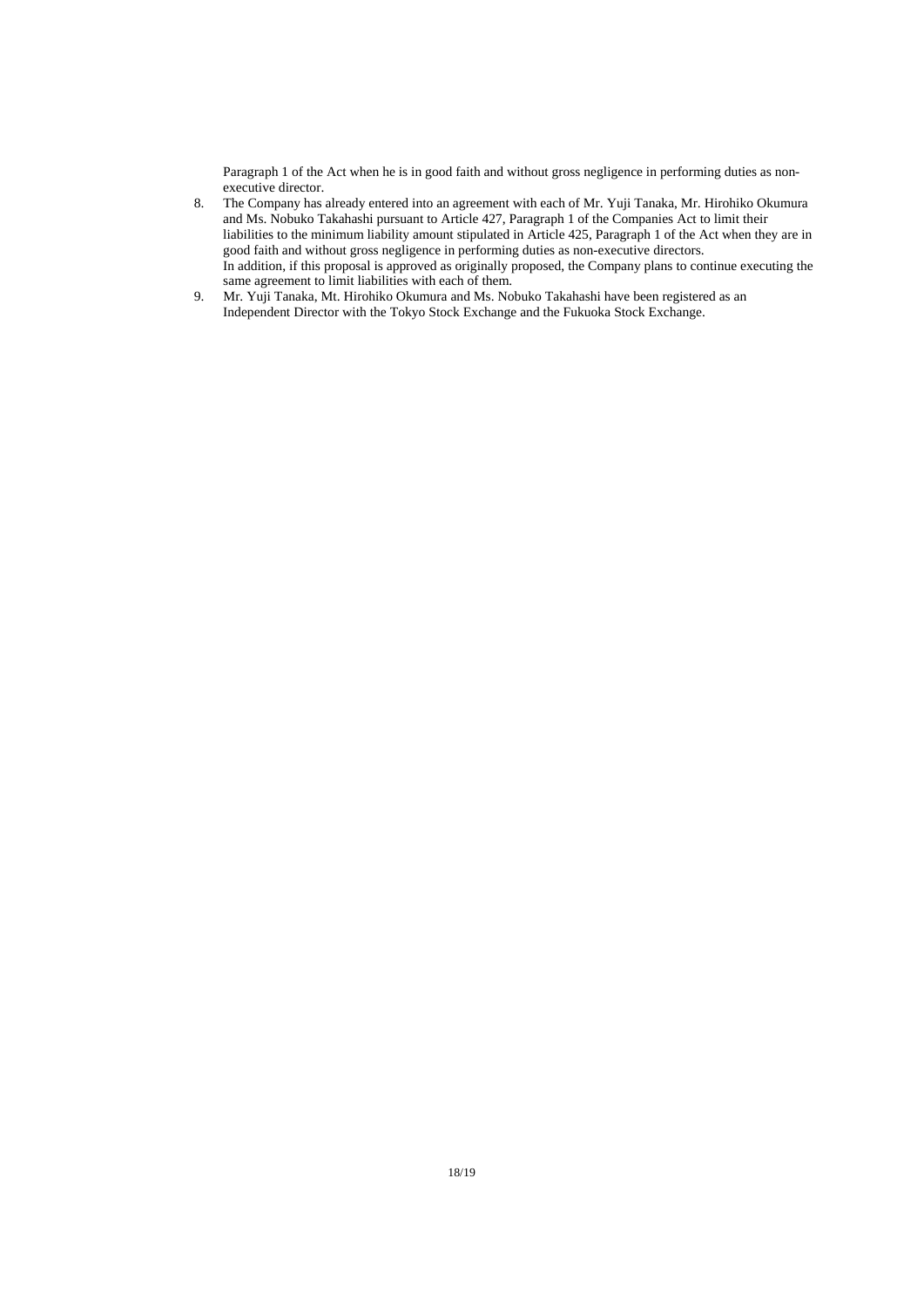Paragraph 1 of the Act when he is in good faith and without gross negligence in performing duties as non-executive director.

8. The Company has already entered into an agreement with each of Mr. Yuji Tanaka, Mr. Hirohiko Okumura and Ms. Nobuko Takahashi pursuant to Article 427, Paragraph 1 of the Companies Act to limit their liabilities to the minimum liability amount stipulated in Article 425, Paragraph 1 of the Act when they are in good faith and without gross negligence in performing duties as non-executive directors.
   In addition, if this proposal is approved as originally proposed, the Company plans to continue executing the same agreement to limit liabilities with each of them.
9. Mr. Yuji Tanaka, Mt. Hirohiko Okumura and Ms. Nobuko Takahashi have been registered as an Independent Director with the Tokyo Stock Exchange and the Fukuoka Stock Exchange.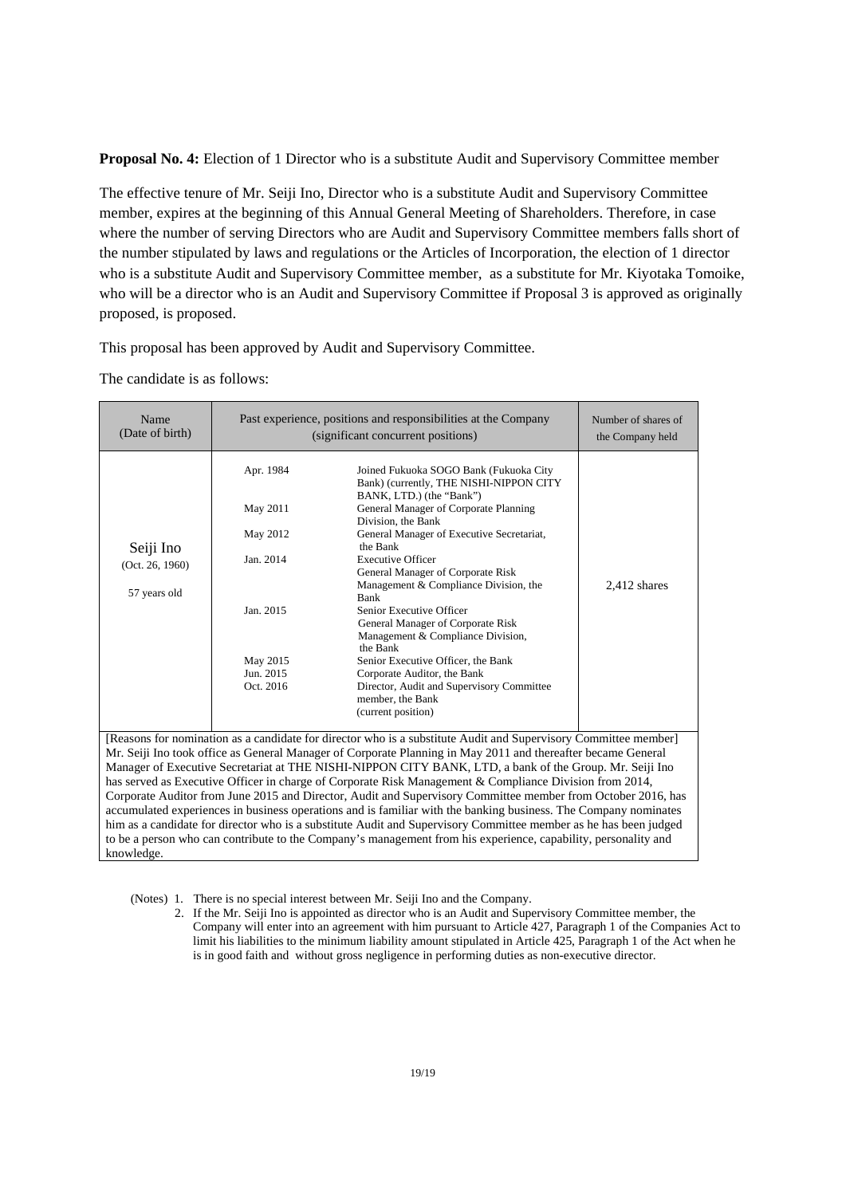**Proposal No. 4:** Election of 1 Director who is a substitute Audit and Supervisory Committee member

The effective tenure of Mr. Seiji Ino, Director who is a substitute Audit and Supervisory Committee member, expires at the beginning of this Annual General Meeting of Shareholders. Therefore, in case where the number of serving Directors who are Audit and Supervisory Committee members falls short of the number stipulated by laws and regulations or the Articles of Incorporation, the election of 1 director who is a substitute Audit and Supervisory Committee member, as a substitute for Mr. Kiyotaka Tomoike, who will be a director who is an Audit and Supervisory Committee if Proposal 3 is approved as originally proposed, is proposed.

This proposal has been approved by Audit and Supervisory Committee.

The candidate is as follows:

| Name (Date of birth) | Past experience, positions and responsibilities at the Company (significant concurrent positions) | | Number of shares of the Company held |
|---|---|---|---|
| Seiji Ino (Oct. 26, 1960) 57 years old | Apr. 1984 | Joined Fukuoka SOGO Bank (Fukuoka City Bank) (currently, THE NISHI-NIPPON CITY BANK, LTD.) (the "Bank") | 2,412 shares |
| | May 2011 | General Manager of Corporate Planning Division, the Bank | |
| | May 2012 | General Manager of Executive Secretariat, the Bank | |
| | Jan. 2014 | Executive Officer General Manager of Corporate Risk Management & Compliance Division, the Bank | |
| | Jan. 2015 | Senior Executive Officer General Manager of Corporate Risk Management & Compliance Division, the Bank | |
| | May 2015 | Senior Executive Officer, the Bank | |
| | Jun. 2015 | Corporate Auditor, the Bank | |
| | Oct. 2016 | Director, Audit and Supervisory Committee member, the Bank (current position) | |

[Reasons for nomination as a candidate for director who is a substitute Audit and Supervisory Committee member]
Mr. Seiji Ino took office as General Manager of Corporate Planning in May 2011 and thereafter became General Manager of Executive Secretariat at THE NISHI-NIPPON CITY BANK, LTD, a bank of the Group. Mr. Seiji Ino has served as Executive Officer in charge of Corporate Risk Management & Compliance Division from 2014, Corporate Auditor from June 2015 and Director, Audit and Supervisory Committee member from October 2016, has accumulated experiences in business operations and is familiar with the banking business. The Company nominates him as a candidate for director who is a substitute Audit and Supervisory Committee member as he has been judged to be a person who can contribute to the Company's management from his experience, capability, personality and knowledge.

(Notes) 1. There is no special interest between Mr. Seiji Ino and the Company.

2. If the Mr. Seiji Ino is appointed as director who is an Audit and Supervisory Committee member, the Company will enter into an agreement with him pursuant to Article 427, Paragraph 1 of the Companies Act to limit his liabilities to the minimum liability amount stipulated in Article 425, Paragraph 1 of the Act when he is in good faith and without gross negligence in performing duties as non-executive director.